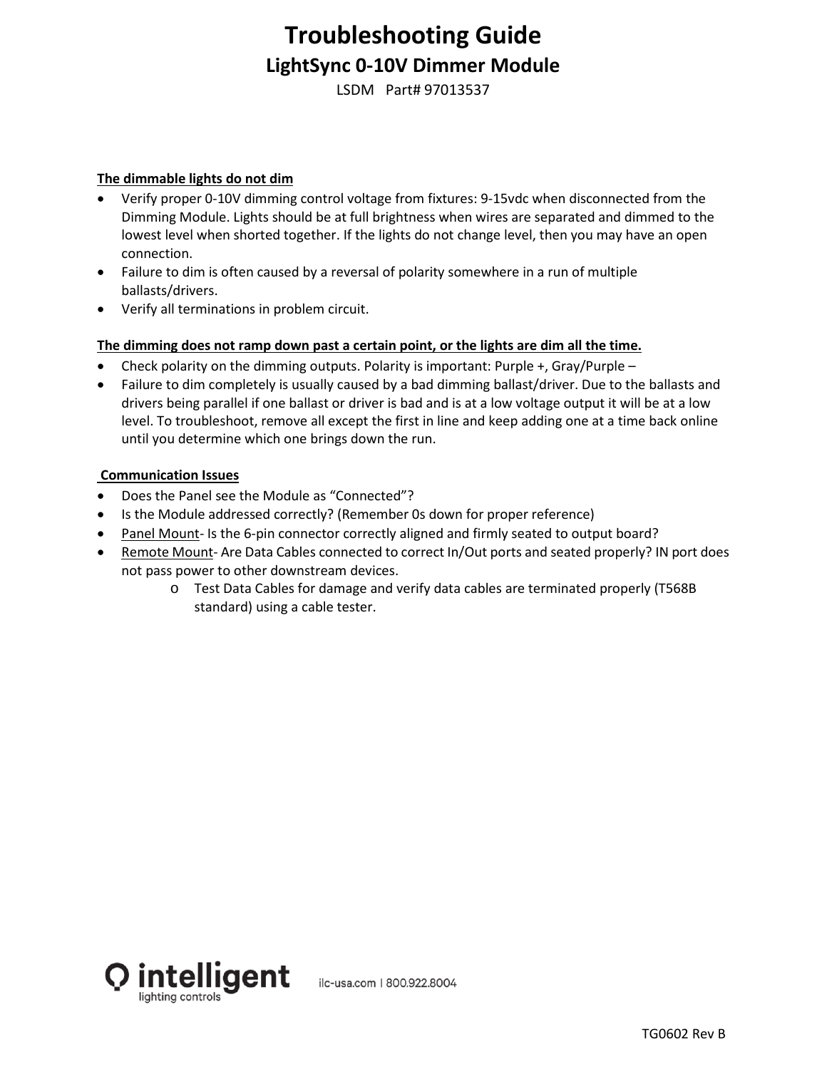# Troubleshooting Guide

## LightSync 0-10V Dimmer Module

LSDM Part# 97013537

**<u>The dimmable lights do not dim</u>**

- Verify proper 0-10V dimming control voltage from fixtures: 9-15vdc when disconnected from the Dimming Module. Lights should be at full brightness when wires are separated and dimmed to the lowest level when shorted together. If the lights do not change level, then you may have an open connection.
- Failure to dim is often caused by a reversal of polarity somewhere in a run of multiple ballasts/drivers.
- Verify all terminations in problem circuit.

**<u>The dimming does not ramp down past a certain point, or the lights are dim all the time.</u>**

- Check polarity on the dimming outputs. Polarity is important: Purple +, Gray/Purple –
- Failure to dim completely is usually caused by a bad dimming ballast/driver. Due to the ballasts and drivers being parallel if one ballast or driver is bad and is at a low voltage output it will be at a low level. To troubleshoot, remove all except the first in line and keep adding one at a time back online until you determine which one brings down the run.

**<u>Communication Issues</u>**

- Does the Panel see the Module as "Connected"?
- Is the Module addressed correctly? (Remember 0s down for proper reference)
- <u>Panel Mount</u>- Is the 6-pin connector correctly aligned and firmly seated to output board?
- <u>Remote Mount</u>- Are Data Cables connected to correct In/Out ports and seated properly? IN port does not pass power to other downstream devices.
  - Test Data Cables for damage and verify data cables are terminated properly (T568B standard) using a cable tester.

intelligent lighting controls ilc-usa.com | 800.922.8004

TG0602 Rev B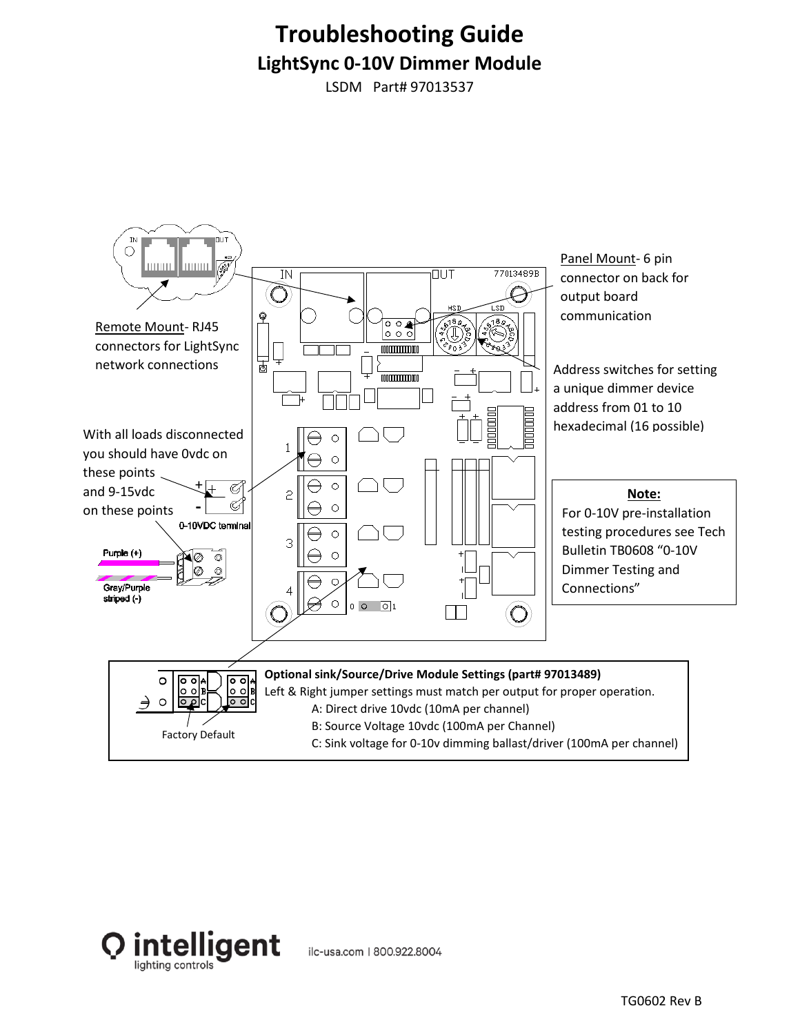# Troubleshooting Guide

## LightSync 0-10V Dimmer Module

LSDM Part# 97013537

IN

OUT

Remote Mount- RJ45 connectors for LightSync network connections

IN

OUT

77013489B

MSD

LSD

Panel Mount- 6 pin connector on back for output board communication

Address switches for setting a unique dimmer device address from 01 to 10 hexadecimal (16 possible)

With all loads disconnected you should have 0vdc on these points and 9-15vdc on these points

0-10VDC terminal

Purple (+)

Gray/Purple striped (-)

1

2

3

4

**Note:**

For 0-10V pre-installation testing procedures see Tech Bulletin TB0608 "0-10V Dimmer Testing and Connections"

**Optional sink/Source/Drive Module Settings (part# 97013489)**

Left & Right jumper settings must match per output for proper operation.

A: Direct drive 10vdc (10mA per channel)

B: Source Voltage 10vdc (100mA per Channel)

C: Sink voltage for 0-10v dimming ballast/driver (100mA per channel)

Factory Default

intelligent lighting controls

ilc-usa.com | 800.922.8004

TG0602 Rev B